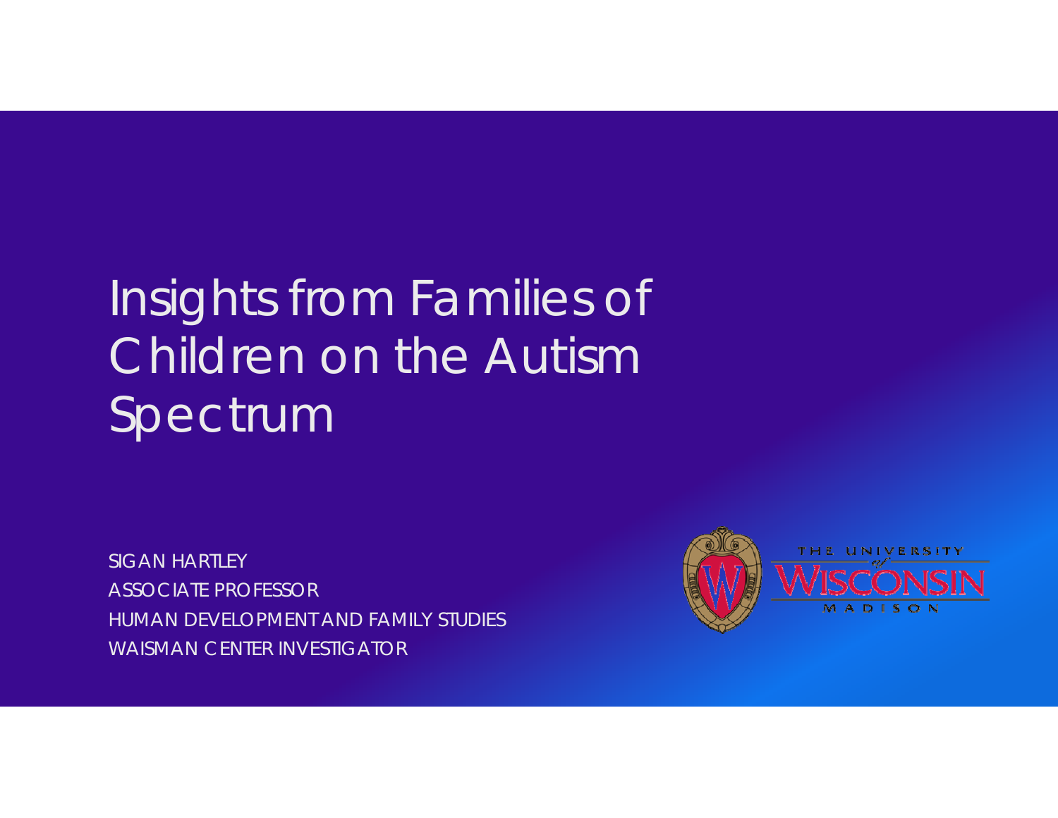# Insights from Families of Children on the Autism Spectrum

SIGAN HARTLEY
ASSOCIATE PROFESSOR
HUMAN DEVELOPMENT AND FAMILY STUDIES
WAISMAN CENTER INVESTIGATOR

THE UNIVERSITY of WISCONSIN MADISON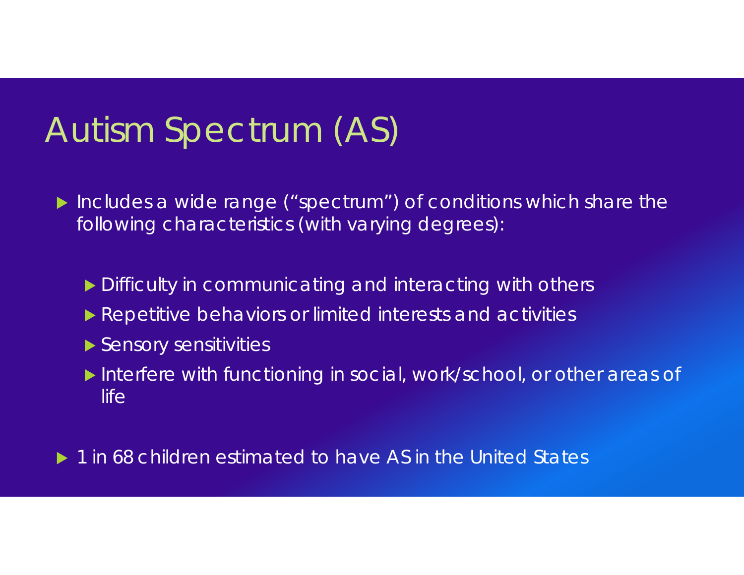# Autism Spectrum (AS)

- Includes a wide range ("spectrum") of conditions which share the following characteristics (with varying degrees):
  - Difficulty in communicating and interacting with others
  - Repetitive behaviors or limited interests and activities
  - Sensory sensitivities
  - Interfere with functioning in social, work/school, or other areas of life
- 1 in 68 children estimated to have AS in the United States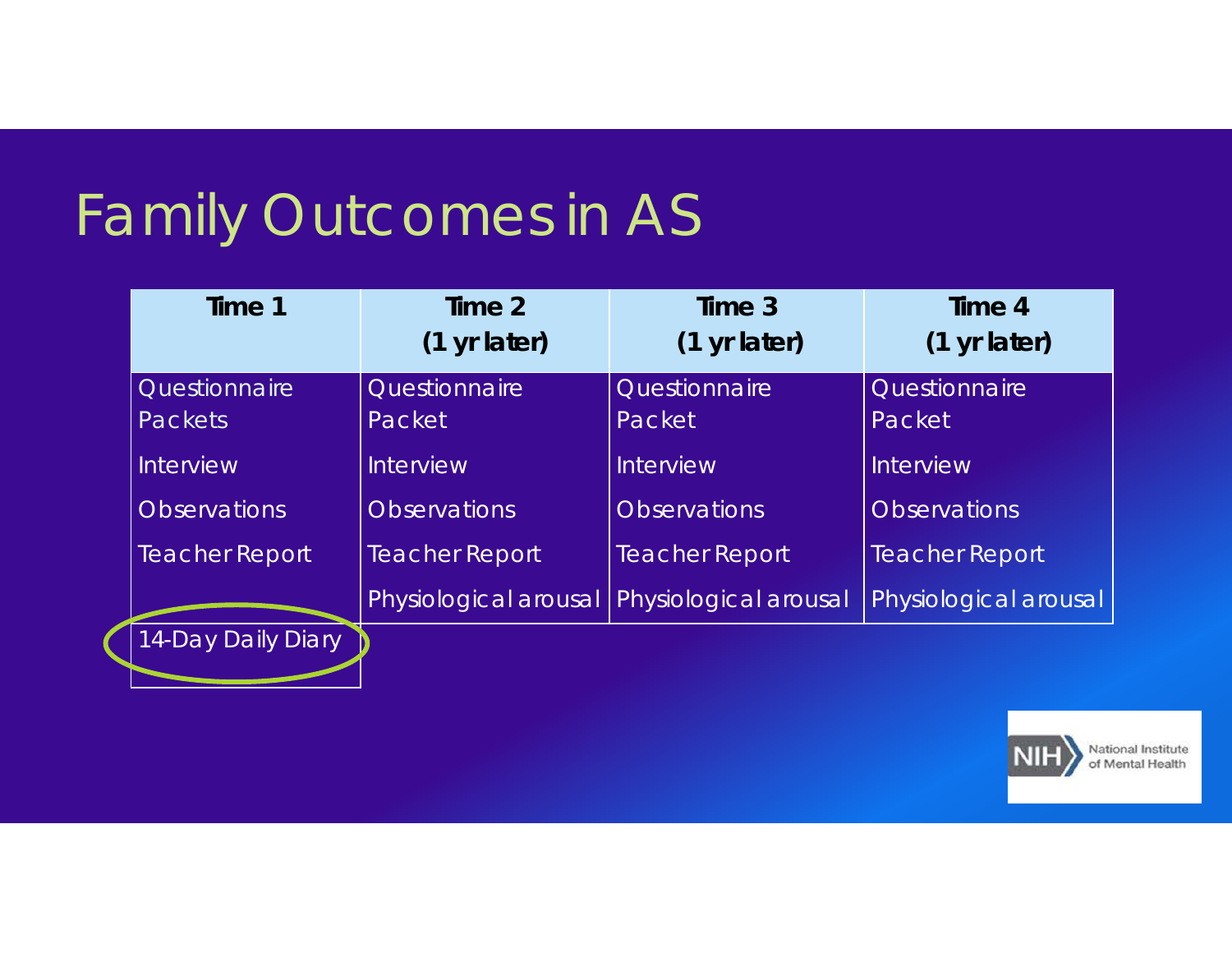# Family Outcomes in AS

| Time 1 | Time 2 (1 yr later) | Time 3 (1 yr later) | Time 4 (1 yr later) |
|---|---|---|---|
| Questionnaire Packets | Questionnaire Packet | Questionnaire Packet | Questionnaire Packet |
| Interview | Interview | Interview | Interview |
| Observations | Observations | Observations | Observations |
| Teacher Report | Teacher Report | Teacher Report | Teacher Report |
| | Physiological arousal | Physiological arousal | Physiological arousal |
| 14-Day Daily Diary | | | |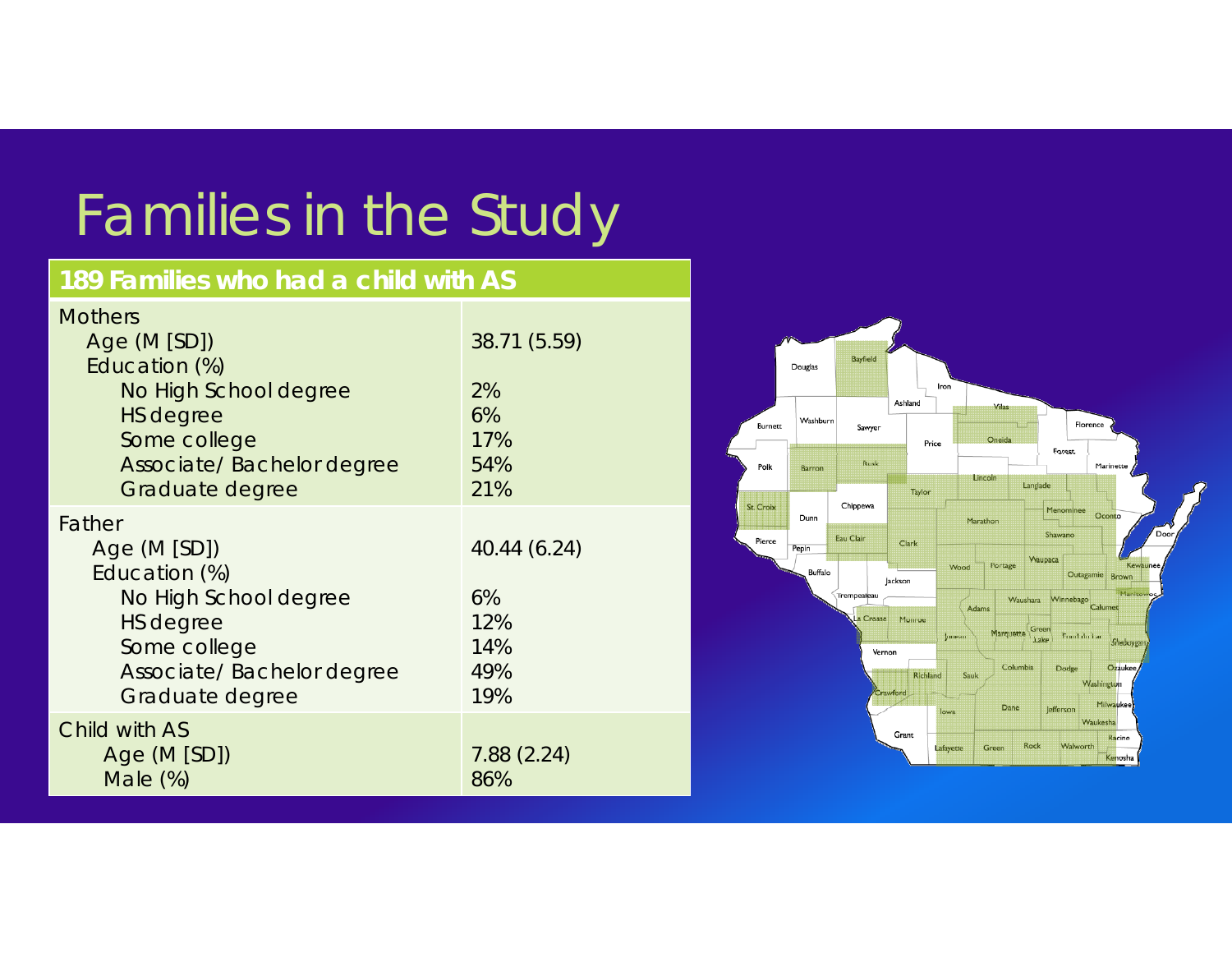# Families in the Study

| 189 Families who had a child with AS | |
|---|---|
| Mothers | |
| Age (M [SD]) | 38.71 (5.59) |
| Education (%) | |
| No High School degree | 2% |
| HS degree | 6% |
| Some college | 17% |
| Associate/ Bachelor degree | 54% |
| Graduate degree | 21% |
| Father | |
| Age (M [SD]) | 40.44 (6.24) |
| Education (%) | |
| No High School degree | 6% |
| HS degree | 12% |
| Some college | 14% |
| Associate/ Bachelor degree | 49% |
| Graduate degree | 19% |
| Child with AS | |
| Age (M [SD]) | 7.88 (2.24) |
| Male (%) | 86% |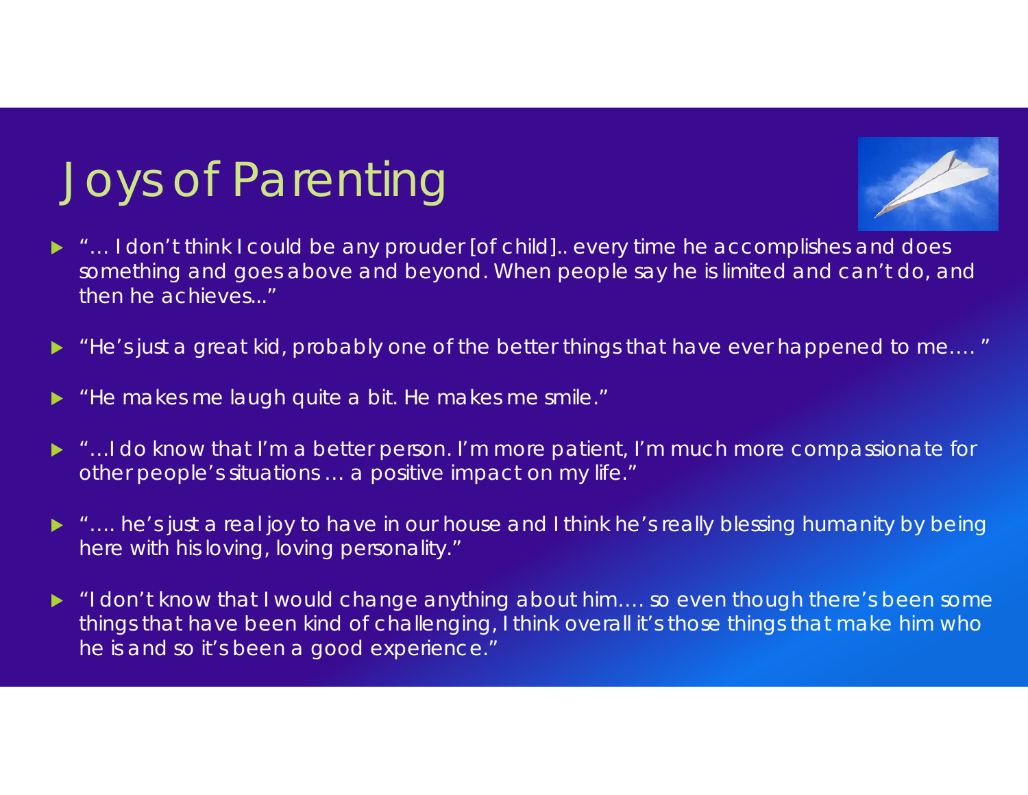# Joys of Parenting

- "… I don't think I could be any prouder [of child].. every time he accomplishes and does something and goes above and beyond. When people say he is limited and can't do, and then he achieves..."
- "He's just a great kid, probably one of the better things that have ever happened to me…. "
- "He makes me laugh quite a bit. He makes me smile."
- "…I do know that I'm a better person. I'm more patient, I'm much more compassionate for other people's situations … a positive impact on my life."
- "…. he's just a real joy to have in our house and I think he's really blessing humanity by being here with his loving, loving personality."
- "I don't know that I would change anything about him…. so even though there's been some things that have been kind of challenging, I think overall it's those things that make him who he is and so it's been a good experience."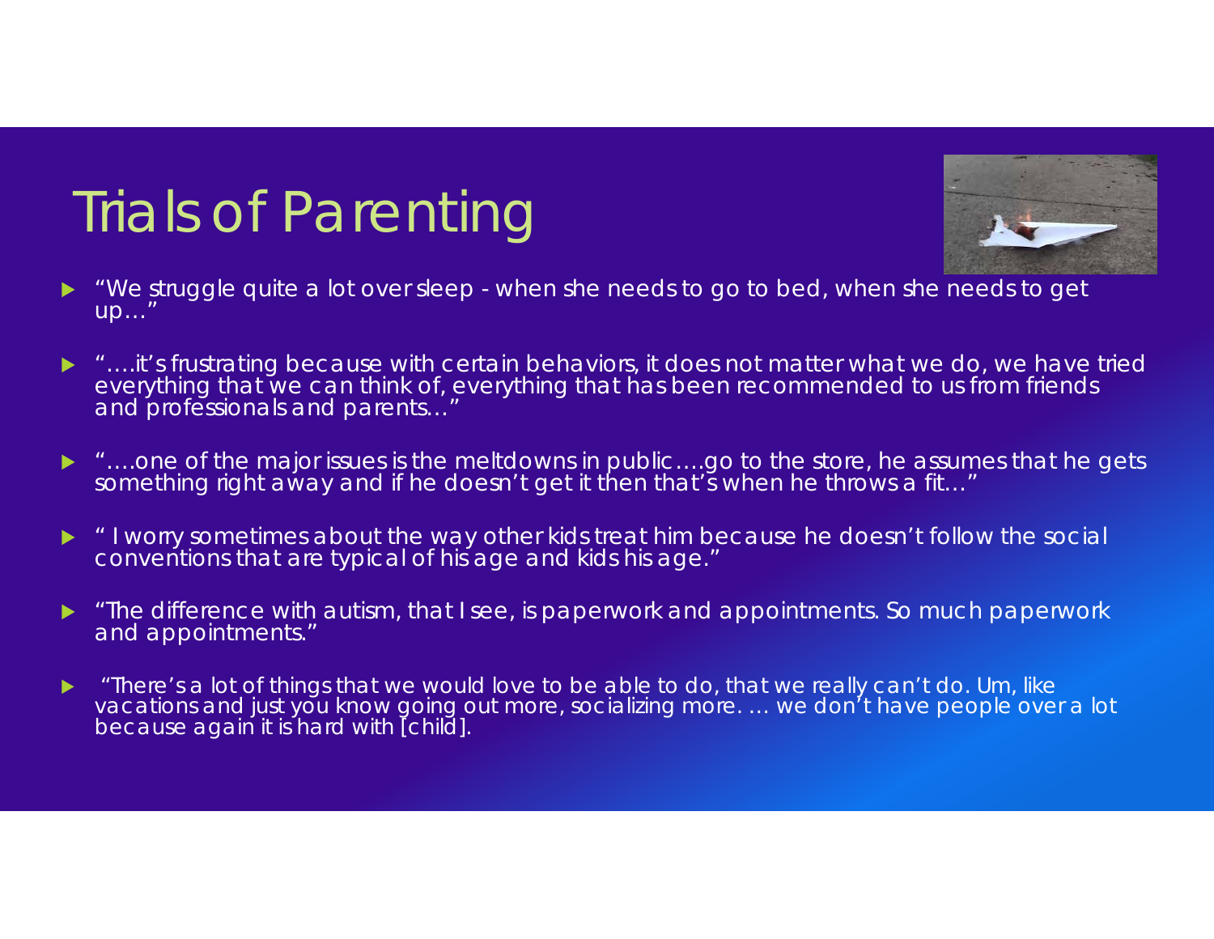# Trials of Parenting

- "We struggle quite a lot over sleep - when she needs to go to bed, when she needs to get up…"
- "….it's frustrating because with certain behaviors, it does not matter what we do, we have tried everything that we can think of, everything that has been recommended to us from friends and professionals and parents…"
- "….one of the major issues is the meltdowns in public….go to the store, he assumes that he gets something right away and if he doesn't get it then that's when he throws a fit…"
- " I worry sometimes about the way other kids treat him because he doesn't follow the social conventions that are typical of his age and kids his age."
- "The difference with autism, that I see, is paperwork and appointments. So much paperwork and appointments."
- "There's a lot of things that we would love to be able to do, that we really can't do. Um, like vacations and just you know going out more, socializing more. … we don't have people over a lot because again it is hard with [child].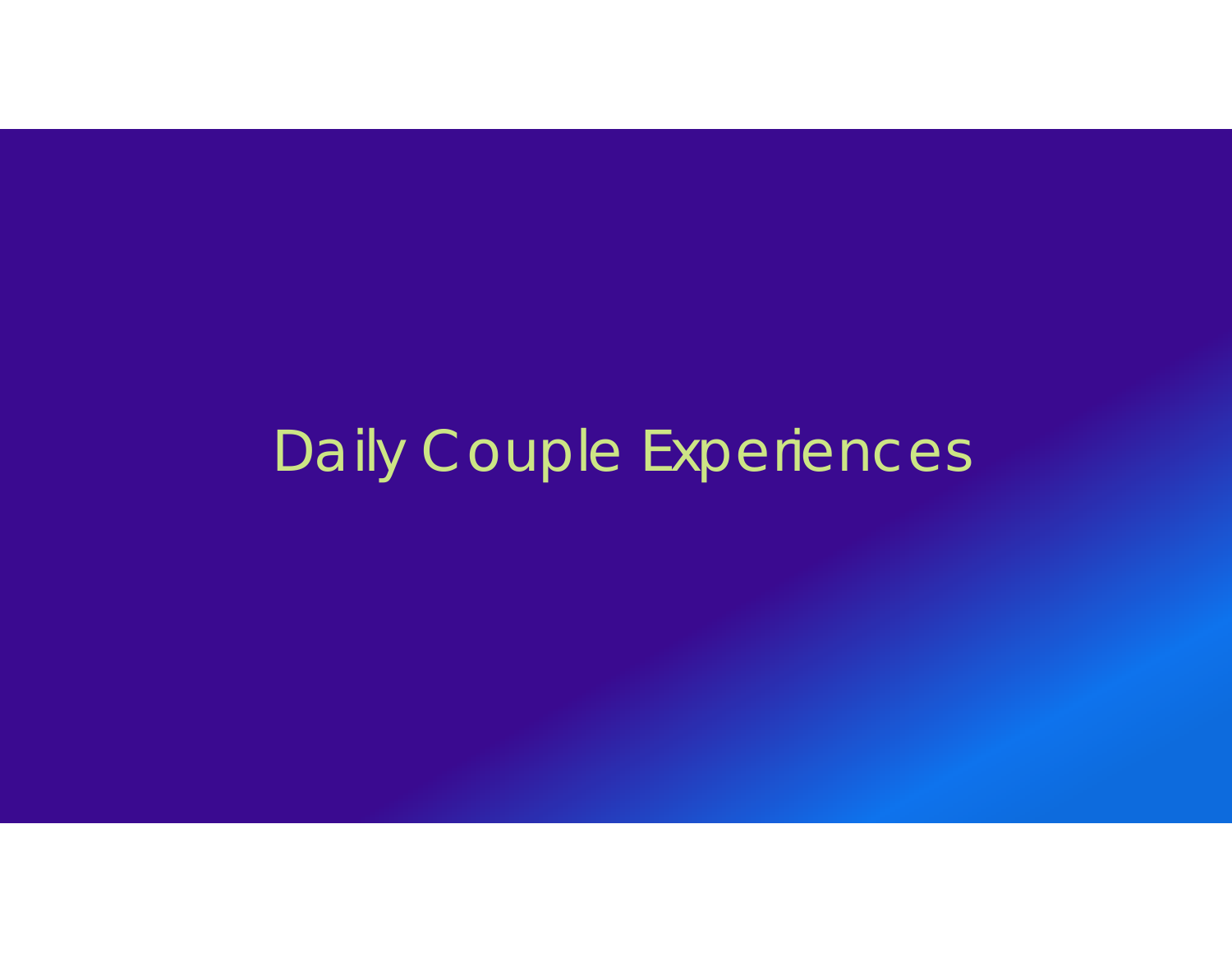# Daily Couple Experiences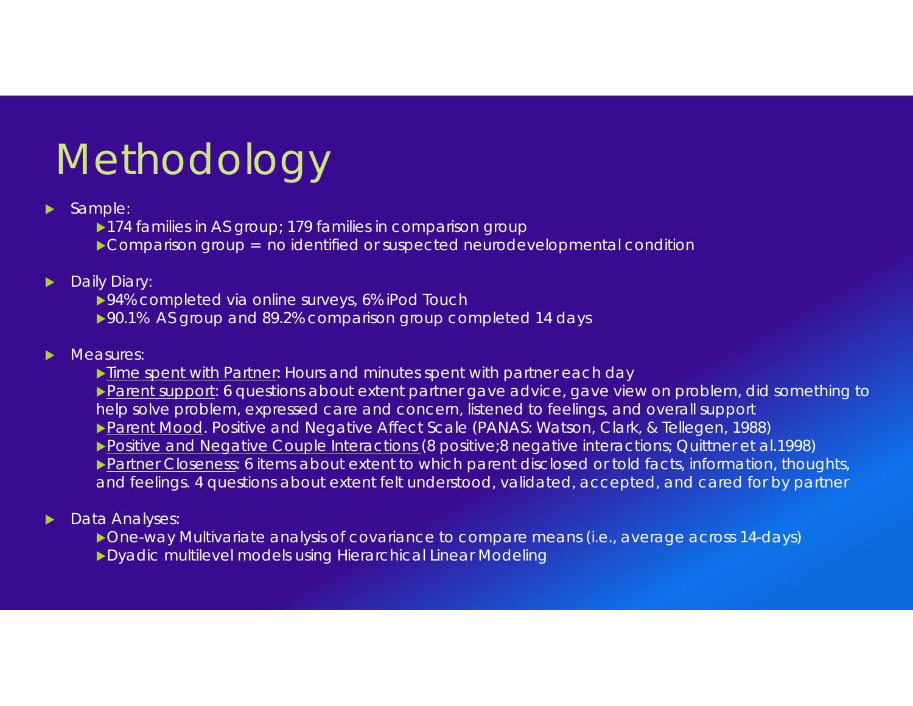# Methodology

- Sample:
  - 174 families in AS group; 179 families in comparison group
  - Comparison group = no identified or suspected neurodevelopmental condition
- Daily Diary:
  - 94% completed via online surveys, 6% iPod Touch
  - 90.1% AS group and 89.2% comparison group completed 14 days
- Measures:
  - Time spent with Partner: Hours and minutes spent with partner each day
  - Parent support: 6 questions about extent partner gave advice, gave view on problem, did something to help solve problem, expressed care and concern, listened to feelings, and overall support
  - Parent Mood. Positive and Negative Affect Scale (PANAS: Watson, Clark, & Tellegen, 1988)
  - Positive and Negative Couple Interactions (8 positive;8 negative interactions; Quittner et al.1998)
  - Partner Closeness: 6 items about extent to which parent disclosed or told facts, information, thoughts, and feelings. 4 questions about extent felt understood, validated, accepted, and cared for by partner
- Data Analyses:
  - One-way Multivariate analysis of covariance to compare means (i.e., average across 14-days)
  - Dyadic multilevel models using Hierarchical Linear Modeling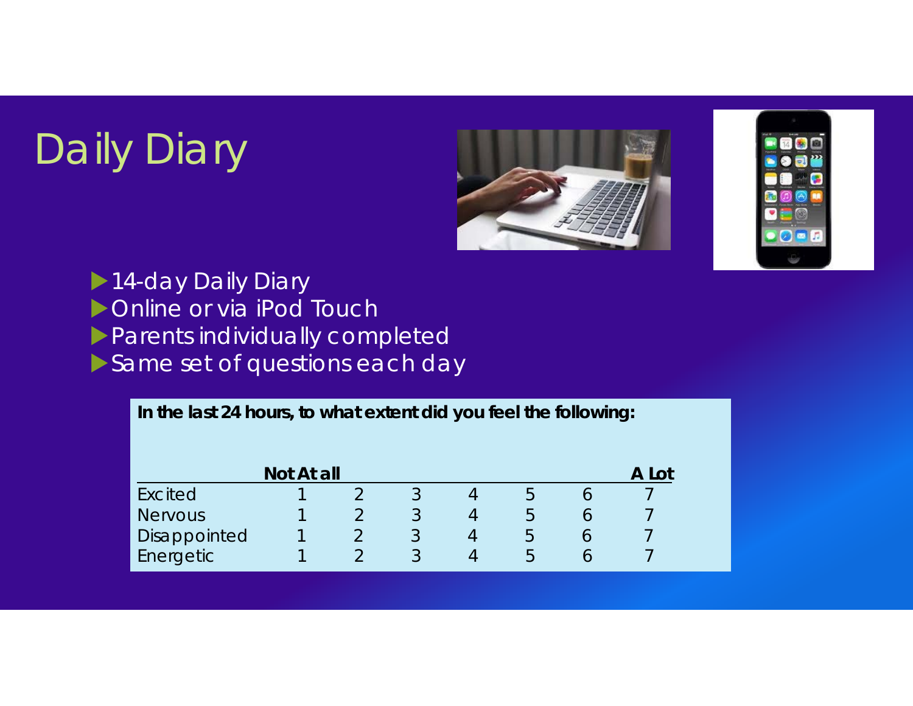# Daily Diary

- 14-day Daily Diary
- Online or via iPod Touch
- Parents individually completed
- Same set of questions each day

**In the last 24 hours, to what extent did you feel the following:**

| | **Not At all** | | | | | | **A Lot** |
|---|---|---|---|---|---|---|---|
| Excited | 1 | 2 | 3 | 4 | 5 | 6 | 7 |
| Nervous | 1 | 2 | 3 | 4 | 5 | 6 | 7 |
| Disappointed | 1 | 2 | 3 | 4 | 5 | 6 | 7 |
| Energetic | 1 | 2 | 3 | 4 | 5 | 6 | 7 |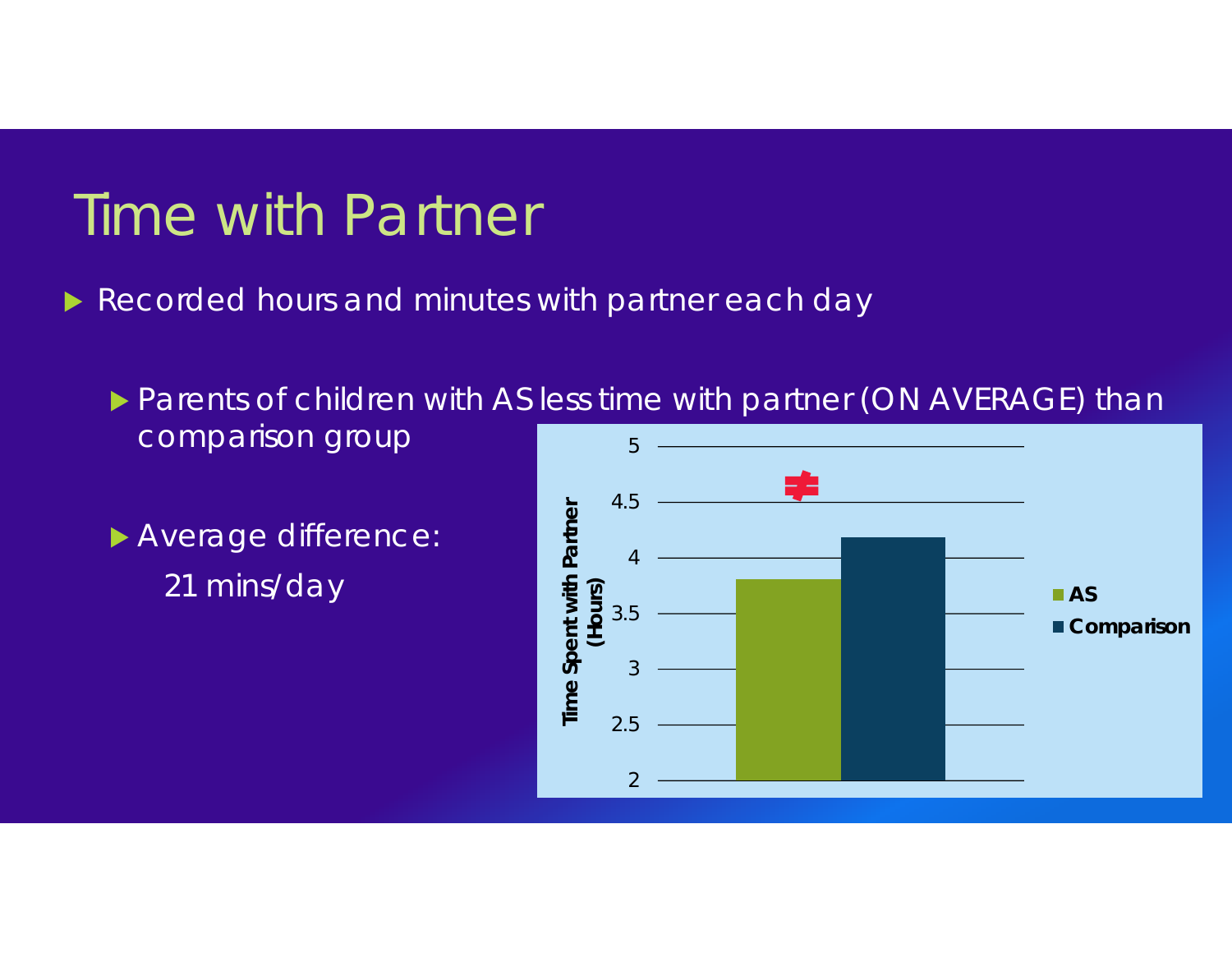# Time with Partner

- Recorded hours and minutes with partner each day
  - Parents of children with AS less time with partner (ON AVERAGE) than comparison group
  - Average difference: 21 mins/day

Time Spent with Partner (Hours)

≠

- AS
- Comparison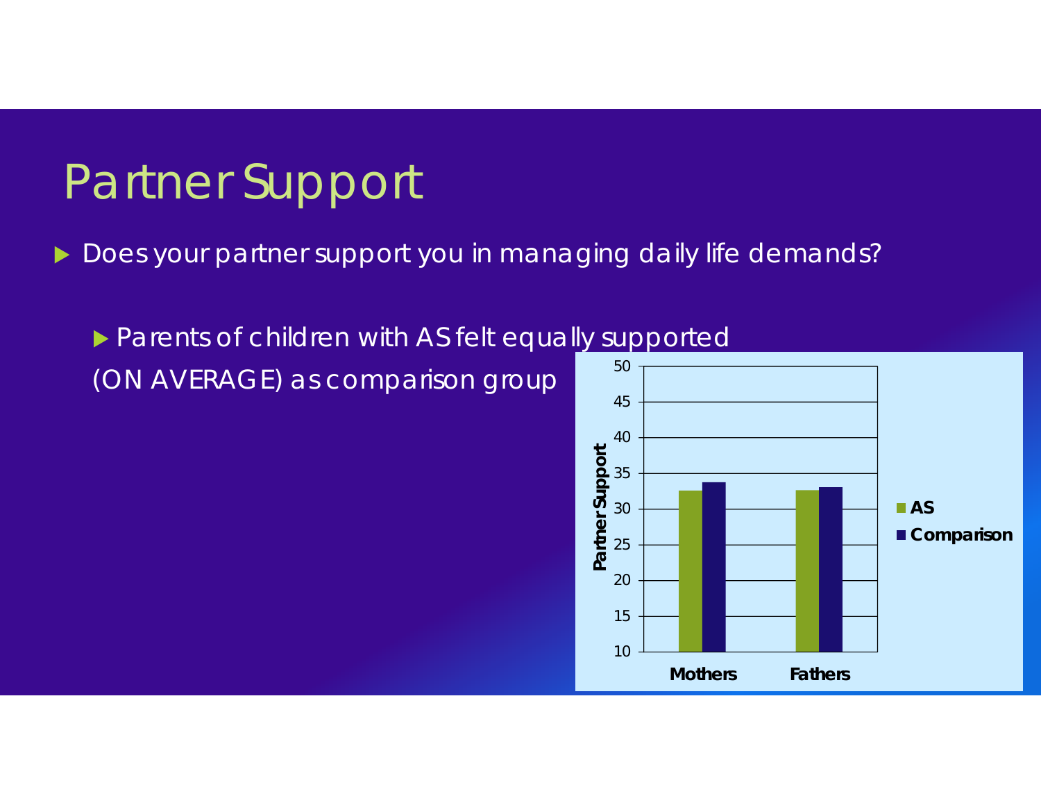# Partner Support

- Does your partner support you in managing daily life demands?
  - Parents of children with AS felt equally supported (ON AVERAGE) as comparison group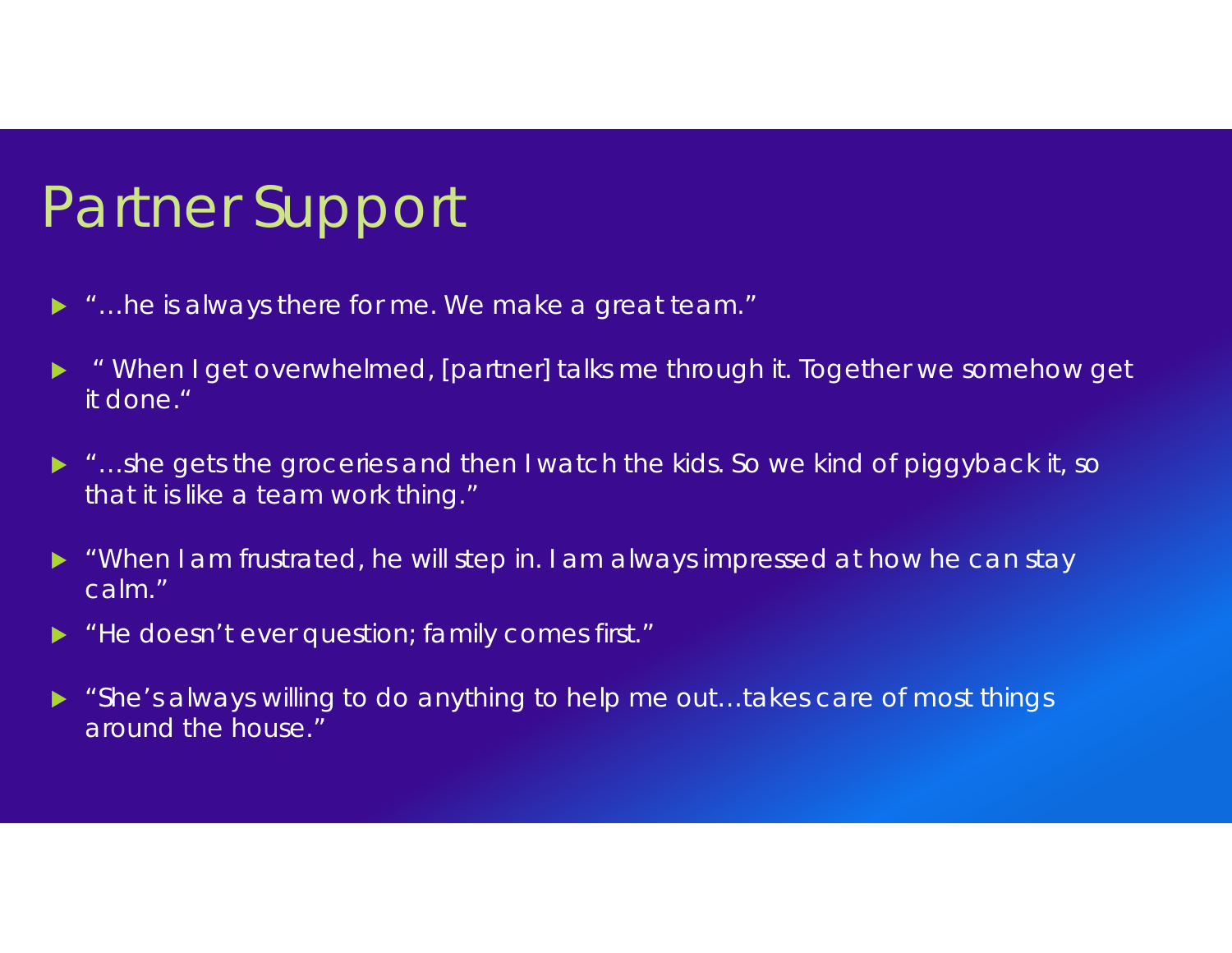# Partner Support

- "…he is always there for me. We make a great team."
- " When I get overwhelmed, [partner] talks me through it. Together we somehow get it done."
- "…she gets the groceries and then I watch the kids. So we kind of piggyback it, so that it is like a team work thing."
- "When I am frustrated, he will step in. I am always impressed at how he can stay calm."
- "He doesn't ever question; family comes first."
- "She's always willing to do anything to help me out…takes care of most things around the house."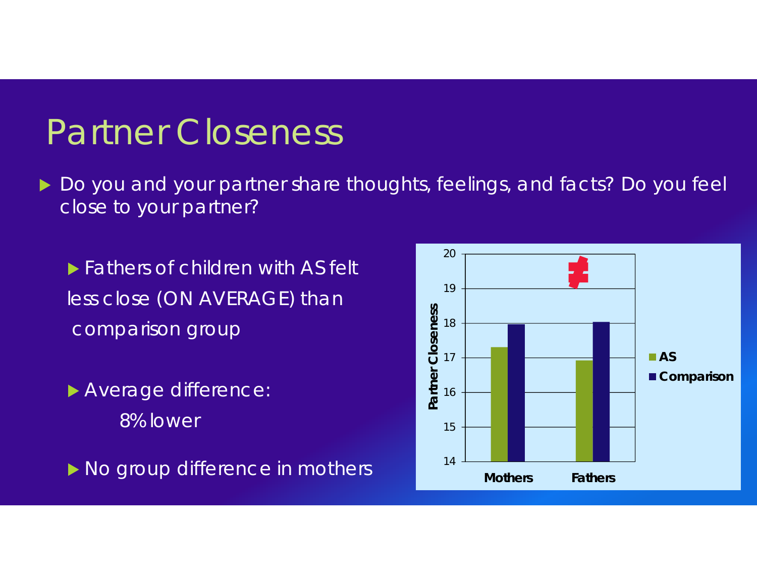# Partner Closeness

- Do you and your partner share thoughts, feelings, and facts? Do you feel close to your partner?

  - Fathers of children with AS felt less close (ON AVERAGE) than comparison group

  - Average difference: 8% lower

  - No group difference in mothers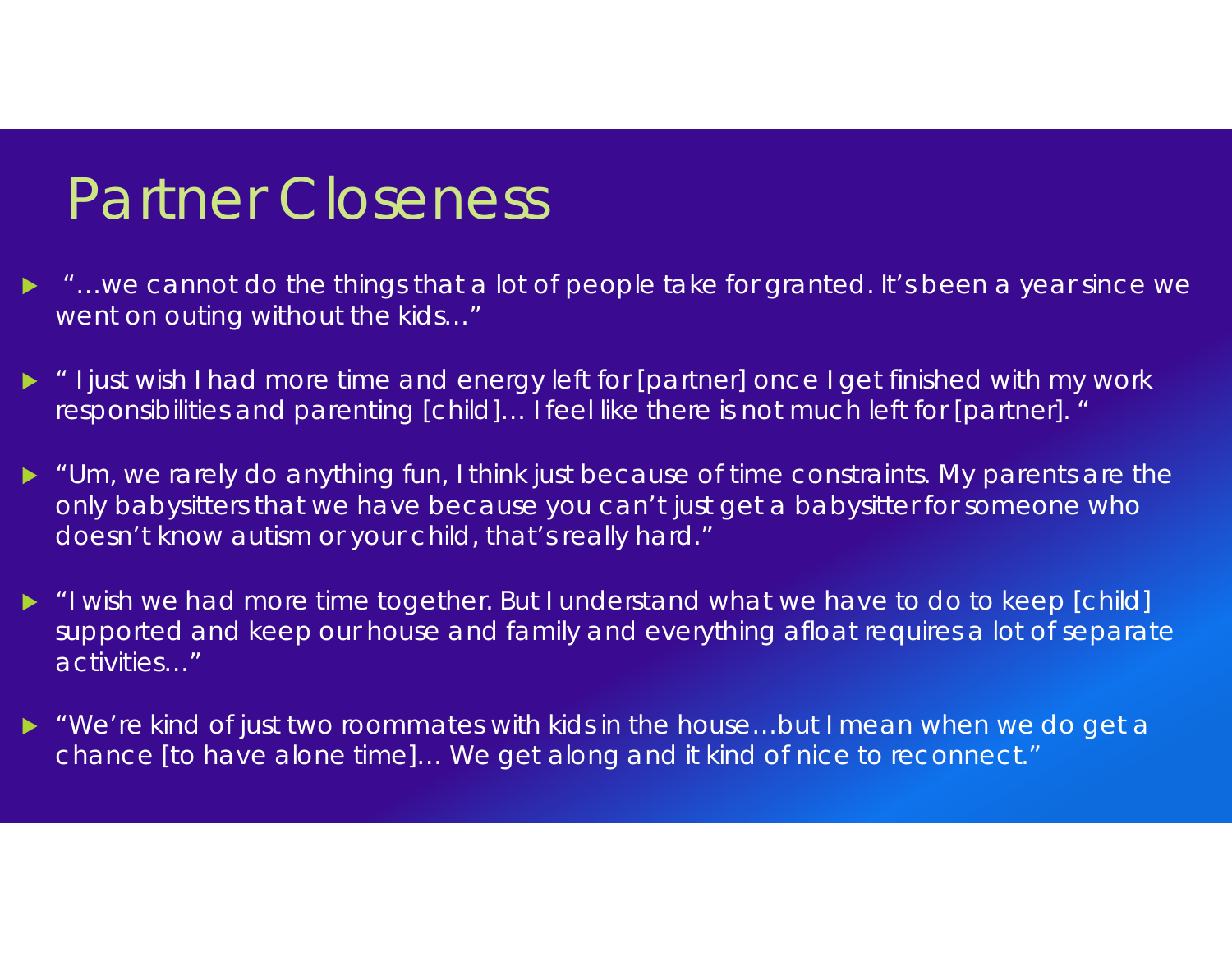# Partner Closeness

- "…we cannot do the things that a lot of people take for granted. It's been a year since we went on outing without the kids…"
- " I just wish I had more time and energy left for [partner] once I get finished with my work responsibilities and parenting [child]… I feel like there is not much left for [partner]. "
- "Um, we rarely do anything fun, I think just because of time constraints. My parents are the only babysitters that we have because you can't just get a babysitter for someone who doesn't know autism or your child, that's really hard."
- "I wish we had more time together. But I understand what we have to do to keep [child] supported and keep our house and family and everything afloat requires a lot of separate activities…"
- "We're kind of just two roommates with kids in the house…but I mean when we do get a chance [to have alone time]… We get along and it kind of nice to reconnect."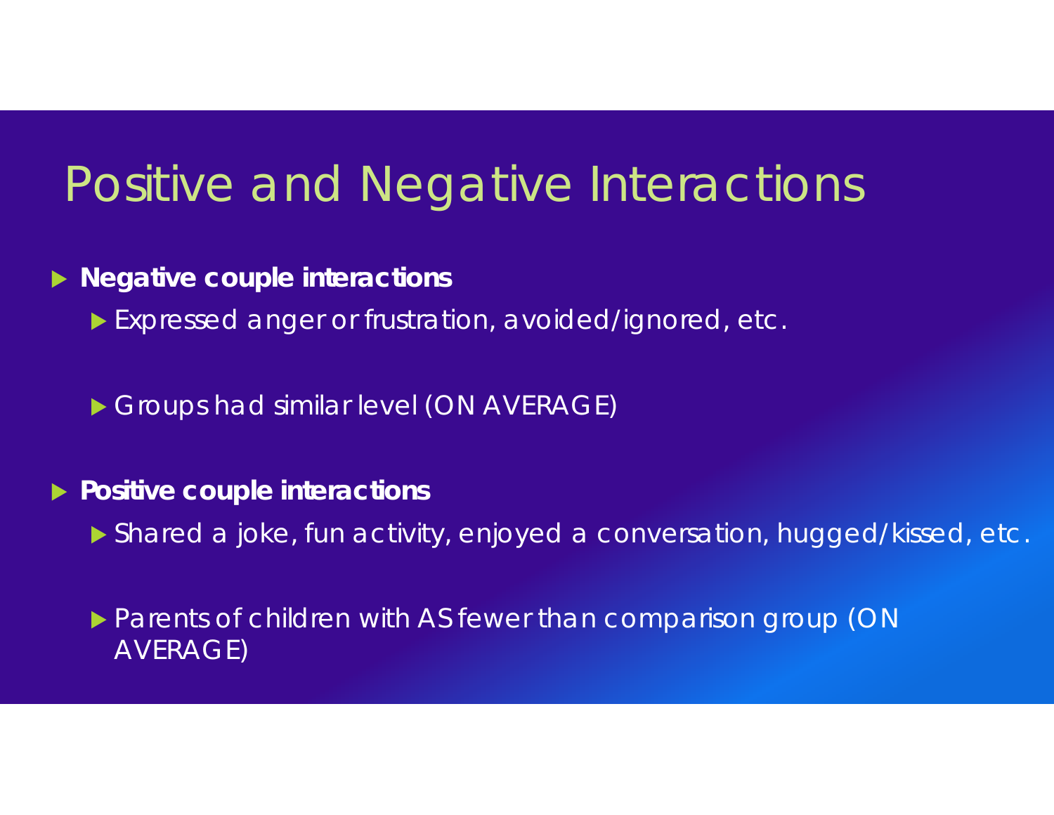# Positive and Negative Interactions

- **Negative couple interactions**
  - Expressed anger or frustration, avoided/ignored, etc.
  - Groups had similar level (ON AVERAGE)
- **Positive couple interactions**
  - Shared a joke, fun activity, enjoyed a conversation, hugged/kissed, etc.
  - Parents of children with AS fewer than comparison group (ON AVERAGE)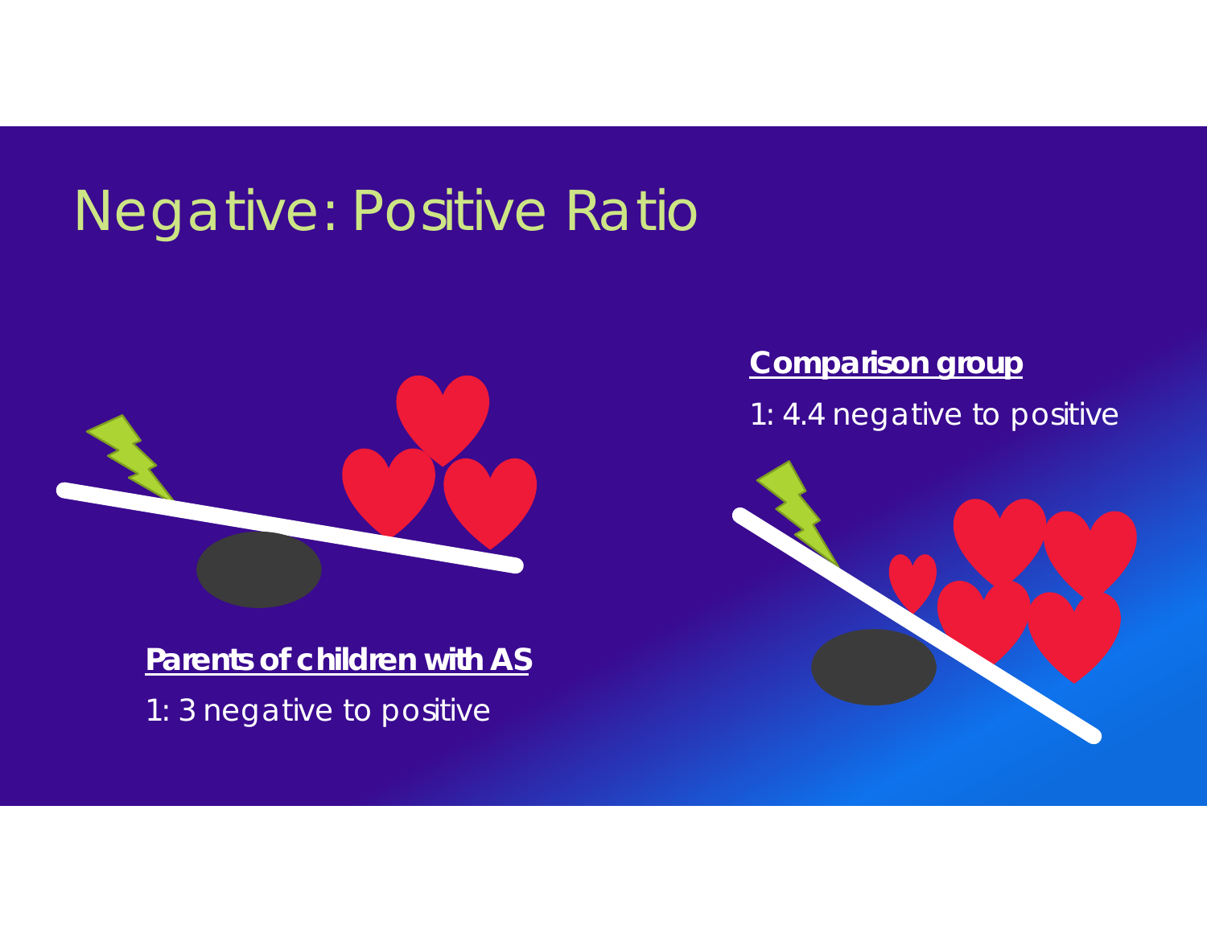# Negative: Positive Ratio

**Parents of children with AS**

1: 3 negative to positive

**Comparison group**

1: 4.4 negative to positive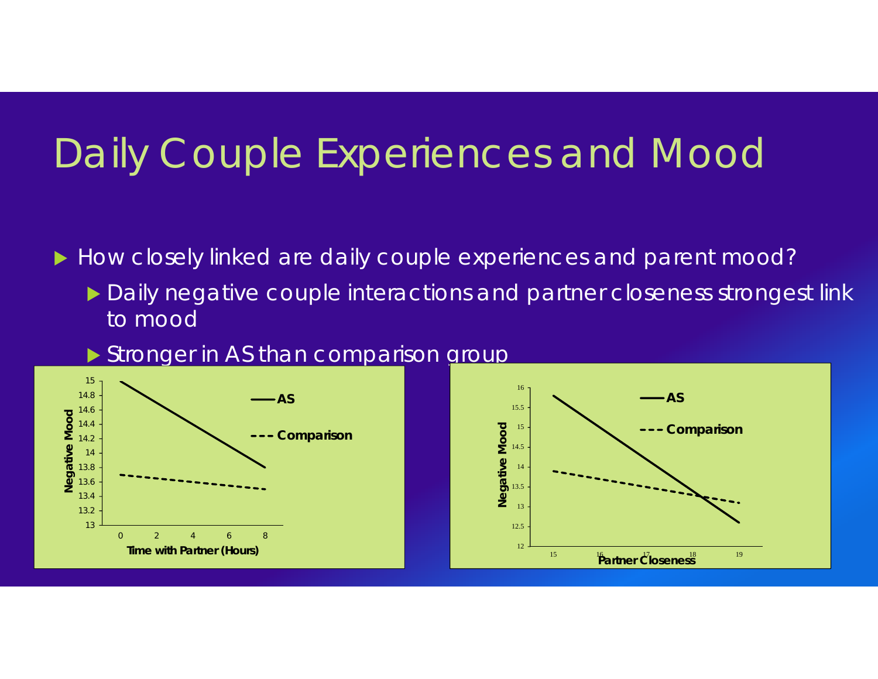# Daily Couple Experiences and Mood

- How closely linked are daily couple experiences and parent mood?
  - Daily negative couple interactions and partner closeness strongest link to mood
  - Stronger in AS than comparison group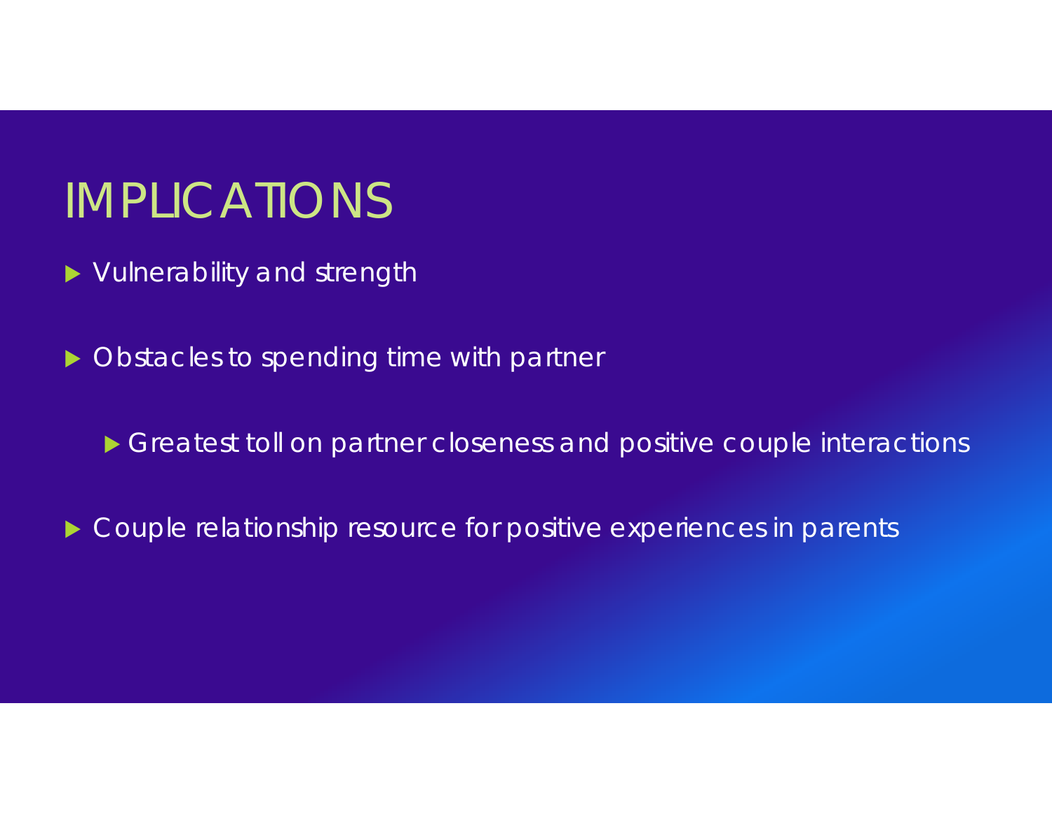# IMPLICATIONS

- Vulnerability and strength
- Obstacles to spending time with partner
  - Greatest toll on partner closeness and positive couple interactions
- Couple relationship resource for positive experiences in parents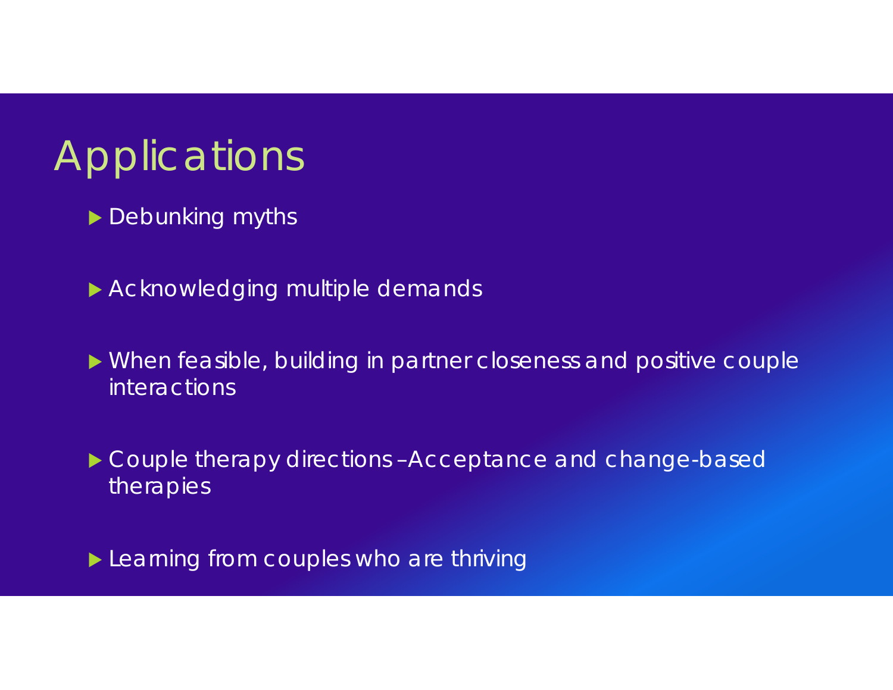# Applications

- Debunking myths
- Acknowledging multiple demands
- When feasible, building in partner closeness and positive couple interactions
- Couple therapy directions – Acceptance and change-based therapies
- Learning from couples who are thriving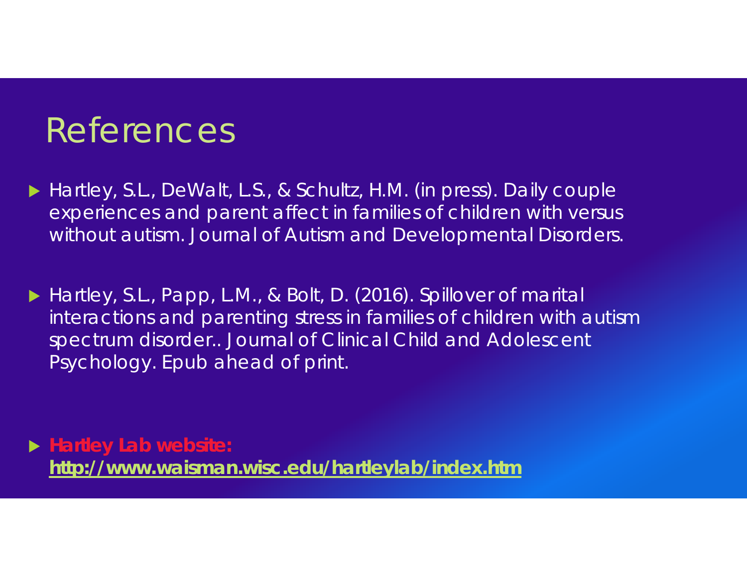# References

- Hartley, S.L., DeWalt, L.S., & Schultz, H.M. (in press). Daily couple experiences and parent affect in families of children with versus without autism. Journal of Autism and Developmental Disorders.

- Hartley, S.L., Papp, L.M., & Bolt, D. (2016). Spillover of marital interactions and parenting stress in families of children with autism spectrum disorder.. Journal of Clinical Child and Adolescent Psychology. Epub ahead of print.

- **Hartley Lab website:** **http://www.waisman.wisc.edu/hartleylab/index.htm**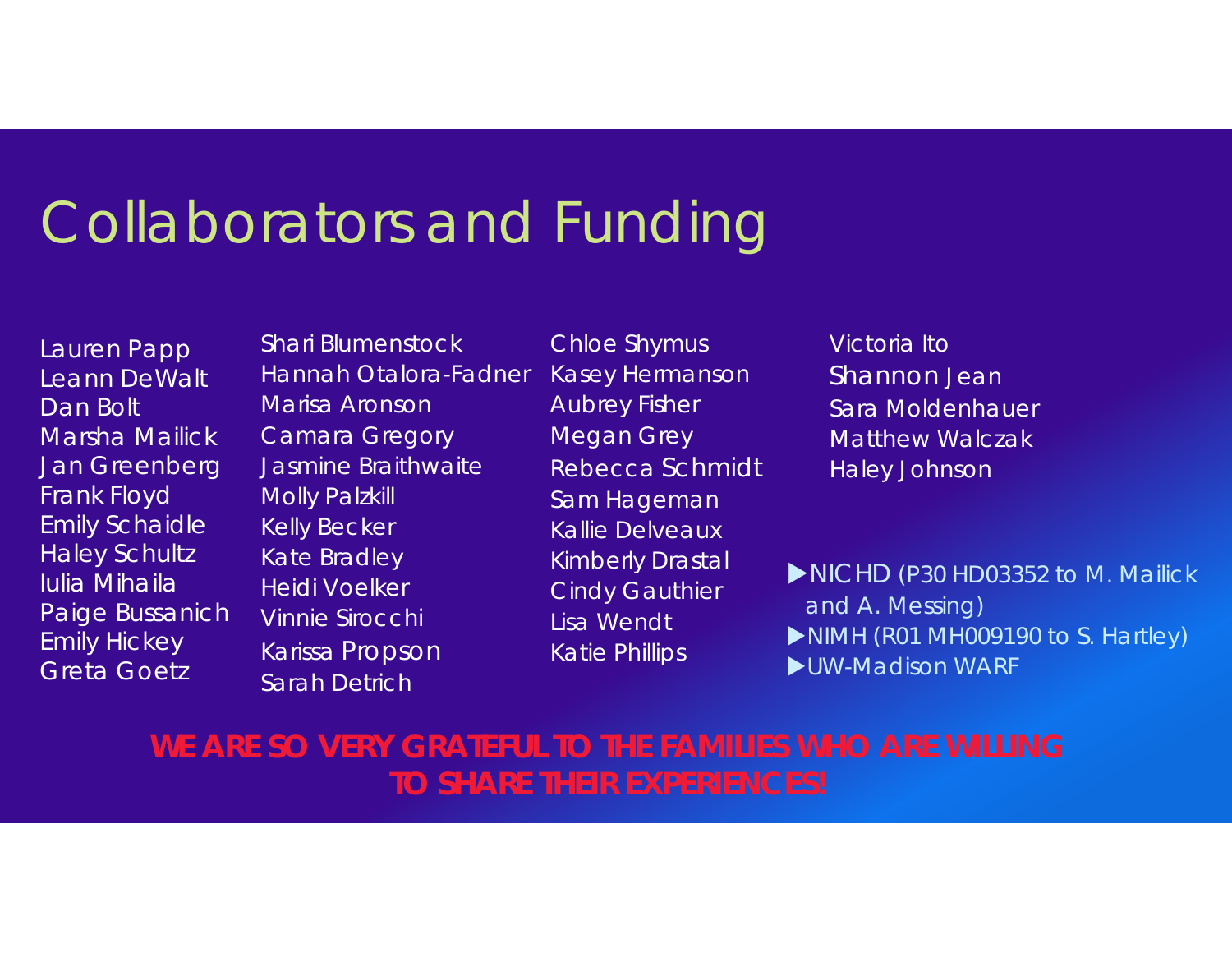# Collaborators and Funding

Lauren Papp
Leann DeWalt
Dan Bolt
Marsha Mailick
Jan Greenberg
Frank Floyd
Emily Schaidle
Haley Schultz
Iulia Mihaila
Paige Bussanich
Emily Hickey
Greta Goetz

Shari Blumenstock
Hannah Otalora-Fadner
Marisa Aronson
Camara Gregory
Jasmine Braithwaite
Molly Palzkill
Kelly Becker
Kate Bradley
Heidi Voelker
Vinnie Sirocchi
Karissa Propson
Sarah Detrich

Chloe Shymus
Kasey Hermanson
Aubrey Fisher
Megan Grey
Rebecca Schmidt
Sam Hageman
Kallie Delveaux
Kimberly Drastal
Cindy Gauthier
Lisa Wendt
Katie Phillips

Victoria Ito
Shannon Jean
Sara Moldenhauer
Matthew Walczak
Haley Johnson

- NICHD (P30 HD03352 to M. Mailick and A. Messing)
- NIMH (R01 MH009190 to S. Hartley)
- UW-Madison WARF

**WE ARE SO VERY GRATEFUL TO THE FAMILIES WHO ARE WILLING TO SHARE THEIR EXPERIENCES!**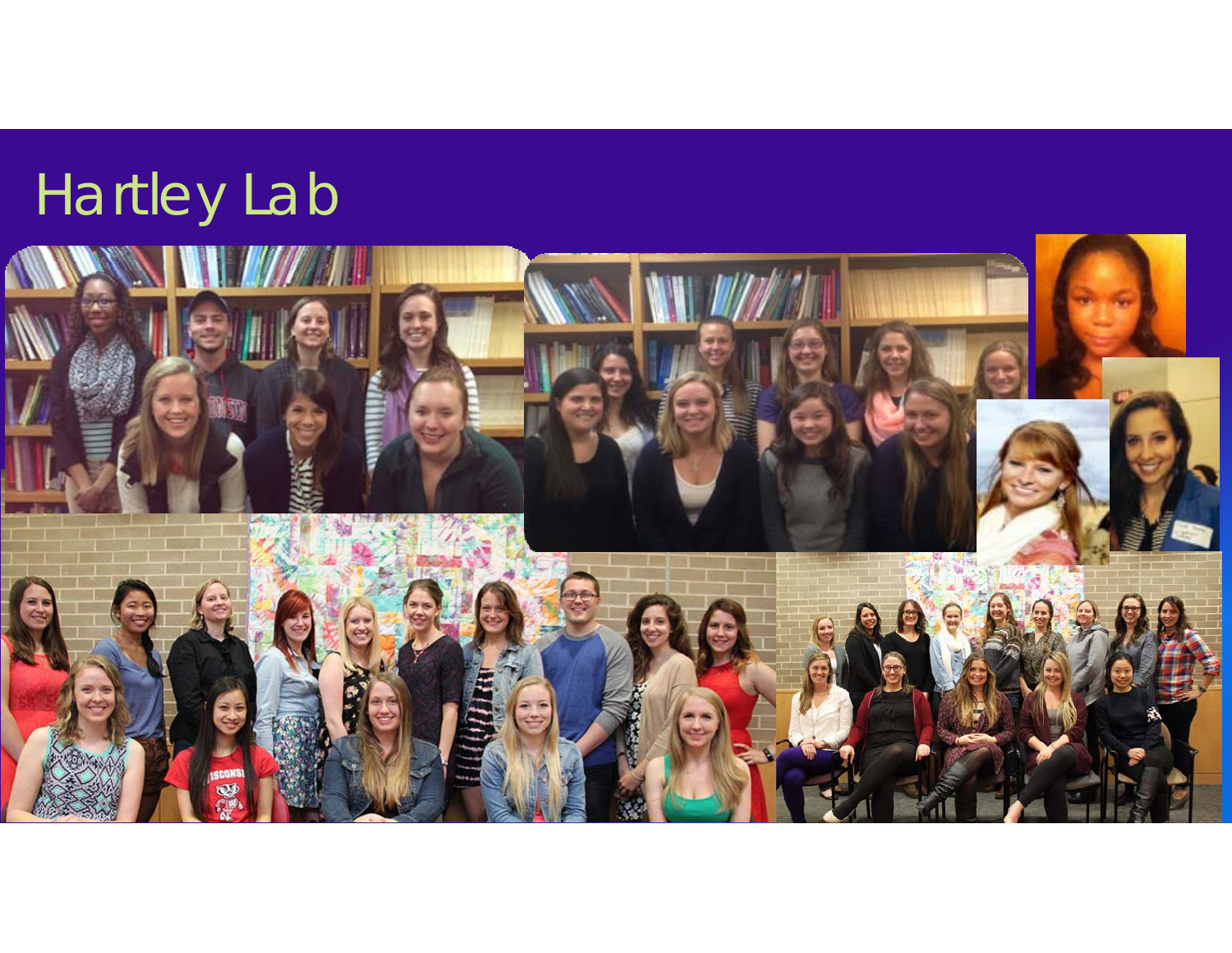# Hartley Lab